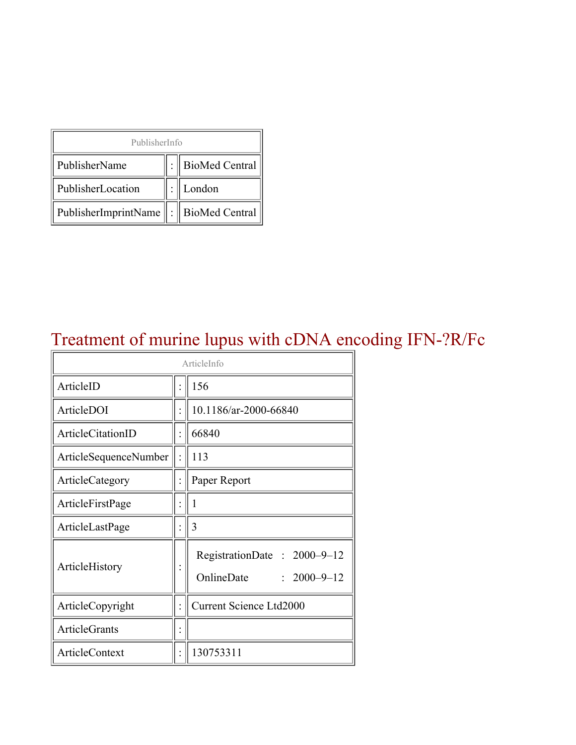| PublisherInfo | | |
|---|---|---|
| PublisherName | : | BioMed Central |
| PublisherLocation | : | London |
| PublisherImprintName | : | BioMed Central |

# Treatment of murine lupus with cDNA encoding IFN-?R/Fc

| ArticleInfo | | |
|---|---|---|
| ArticleID | : | 156 |
| ArticleDOI | : | 10.1186/ar-2000-66840 |
| ArticleCitationID | : | 66840 |
| ArticleSequenceNumber | : | 113 |
| ArticleCategory | : | Paper Report |
| ArticleFirstPage | : | 1 |
| ArticleLastPage | : | 3 |
| ArticleHistory | : | RegistrationDate : 2000–9–12<br>OnlineDate : 2000–9–12 |
| ArticleCopyright | : | Current Science Ltd2000 |
| ArticleGrants | : | |
| ArticleContext | : | 130753311 |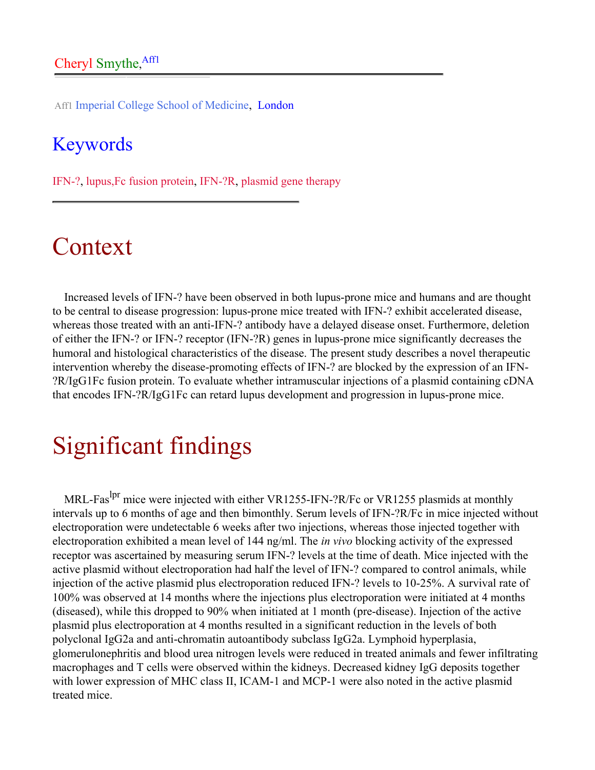Cheryl Smythe,[Aff1]

Aff1 Imperial College School of Medicine, London

## Keywords

IFN-?, lupus,Fc fusion protein, IFN-?R, plasmid gene therapy

# Context

Increased levels of IFN-? have been observed in both lupus-prone mice and humans and are thought to be central to disease progression: lupus-prone mice treated with IFN-? exhibit accelerated disease, whereas those treated with an anti-IFN-? antibody have a delayed disease onset. Furthermore, deletion of either the IFN-? or IFN-? receptor (IFN-?R) genes in lupus-prone mice significantly decreases the humoral and histological characteristics of the disease. The present study describes a novel therapeutic intervention whereby the disease-promoting effects of IFN-? are blocked by the expression of an IFN-?R/IgG1Fc fusion protein. To evaluate whether intramuscular injections of a plasmid containing cDNA that encodes IFN-?R/IgG1Fc can retard lupus development and progression in lupus-prone mice.

# Significant findings

MRL-Fas$^{lpr}$ mice were injected with either VR1255-IFN-?R/Fc or VR1255 plasmids at monthly intervals up to 6 months of age and then bimonthly. Serum levels of IFN-?R/Fc in mice injected without electroporation were undetectable 6 weeks after two injections, whereas those injected together with electroporation exhibited a mean level of 144 ng/ml. The *in vivo* blocking activity of the expressed receptor was ascertained by measuring serum IFN-? levels at the time of death. Mice injected with the active plasmid without electroporation had half the level of IFN-? compared to control animals, while injection of the active plasmid plus electroporation reduced IFN-? levels to 10-25%. A survival rate of 100% was observed at 14 months where the injections plus electroporation were initiated at 4 months (diseased), while this dropped to 90% when initiated at 1 month (pre-disease). Injection of the active plasmid plus electroporation at 4 months resulted in a significant reduction in the levels of both polyclonal IgG2a and anti-chromatin autoantibody subclass IgG2a. Lymphoid hyperplasia, glomerulonephritis and blood urea nitrogen levels were reduced in treated animals and fewer infiltrating macrophages and T cells were observed within the kidneys. Decreased kidney IgG deposits together with lower expression of MHC class II, ICAM-1 and MCP-1 were also noted in the active plasmid treated mice.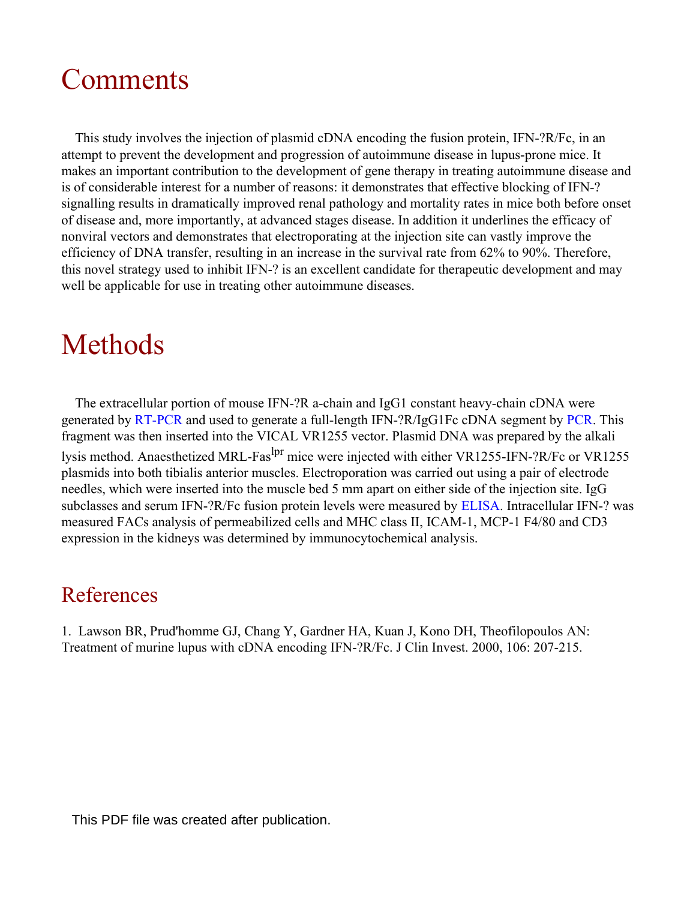# Comments

This study involves the injection of plasmid cDNA encoding the fusion protein, IFN-?R/Fc, in an attempt to prevent the development and progression of autoimmune disease in lupus-prone mice. It makes an important contribution to the development of gene therapy in treating autoimmune disease and is of considerable interest for a number of reasons: it demonstrates that effective blocking of IFN-? signalling results in dramatically improved renal pathology and mortality rates in mice both before onset of disease and, more importantly, at advanced stages disease. In addition it underlines the efficacy of nonviral vectors and demonstrates that electroporating at the injection site can vastly improve the efficiency of DNA transfer, resulting in an increase in the survival rate from 62% to 90%. Therefore, this novel strategy used to inhibit IFN-? is an excellent candidate for therapeutic development and may well be applicable for use in treating other autoimmune diseases.

# Methods

The extracellular portion of mouse IFN-?R a-chain and IgG1 constant heavy-chain cDNA were generated by RT-PCR and used to generate a full-length IFN-?R/IgG1Fc cDNA segment by PCR. This fragment was then inserted into the VICAL VR1255 vector. Plasmid DNA was prepared by the alkali lysis method. Anaesthetized MRL-Fas$^{lpr}$ mice were injected with either VR1255-IFN-?R/Fc or VR1255 plasmids into both tibialis anterior muscles. Electroporation was carried out using a pair of electrode needles, which were inserted into the muscle bed 5 mm apart on either side of the injection site. IgG subclasses and serum IFN-?R/Fc fusion protein levels were measured by ELISA. Intracellular IFN-? was measured FACs analysis of permeabilized cells and MHC class II, ICAM-1, MCP-1 F4/80 and CD3 expression in the kidneys was determined by immunocytochemical analysis.

## References

1. Lawson BR, Prud'homme GJ, Chang Y, Gardner HA, Kuan J, Kono DH, Theofilopoulos AN: Treatment of murine lupus with cDNA encoding IFN-?R/Fc. J Clin Invest. 2000, 106: 207-215.

This PDF file was created after publication.